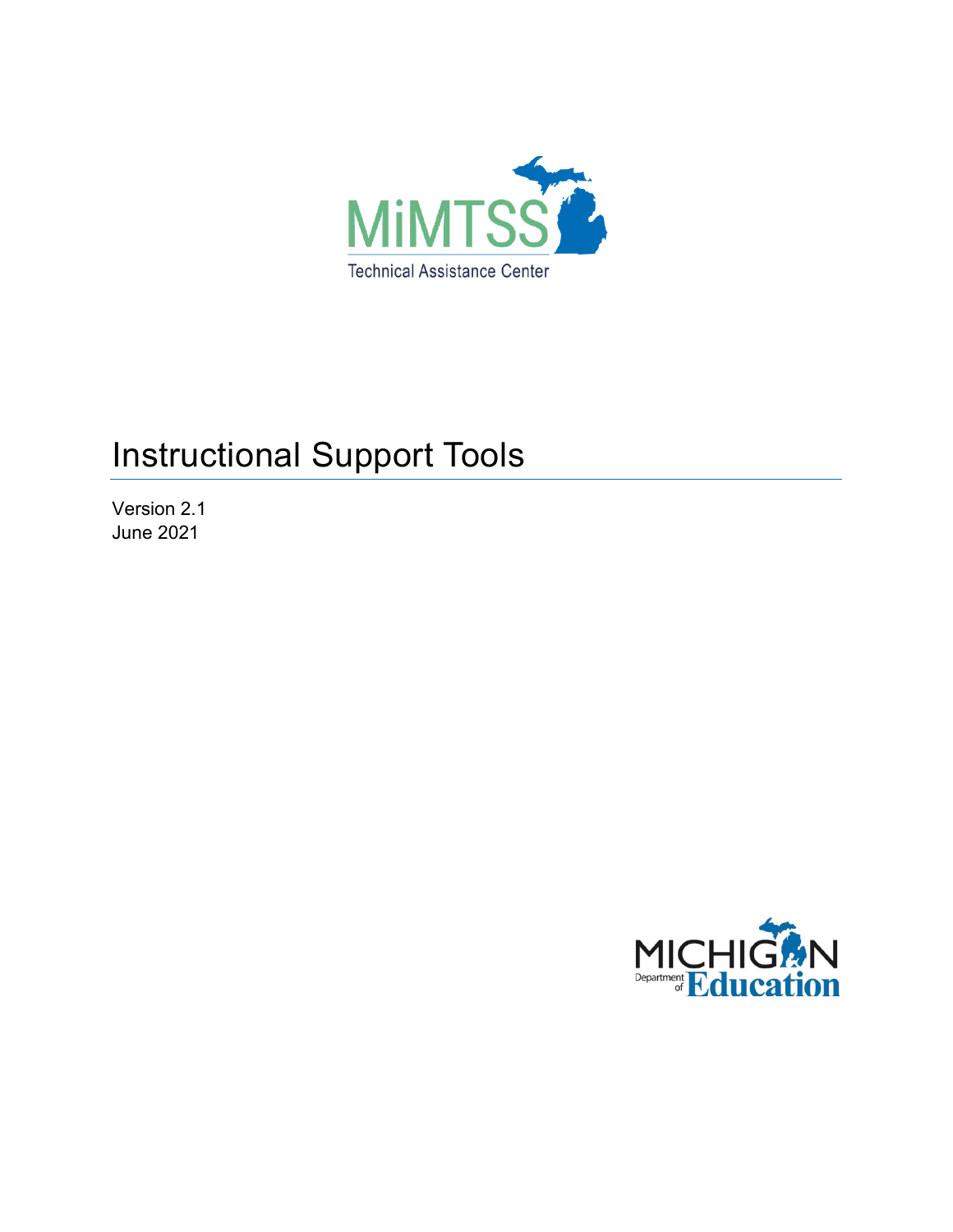MiMTSS

Technical Assistance Center

# Instructional Support Tools

Version 2.1
June 2021

MICHIGAN Department of Education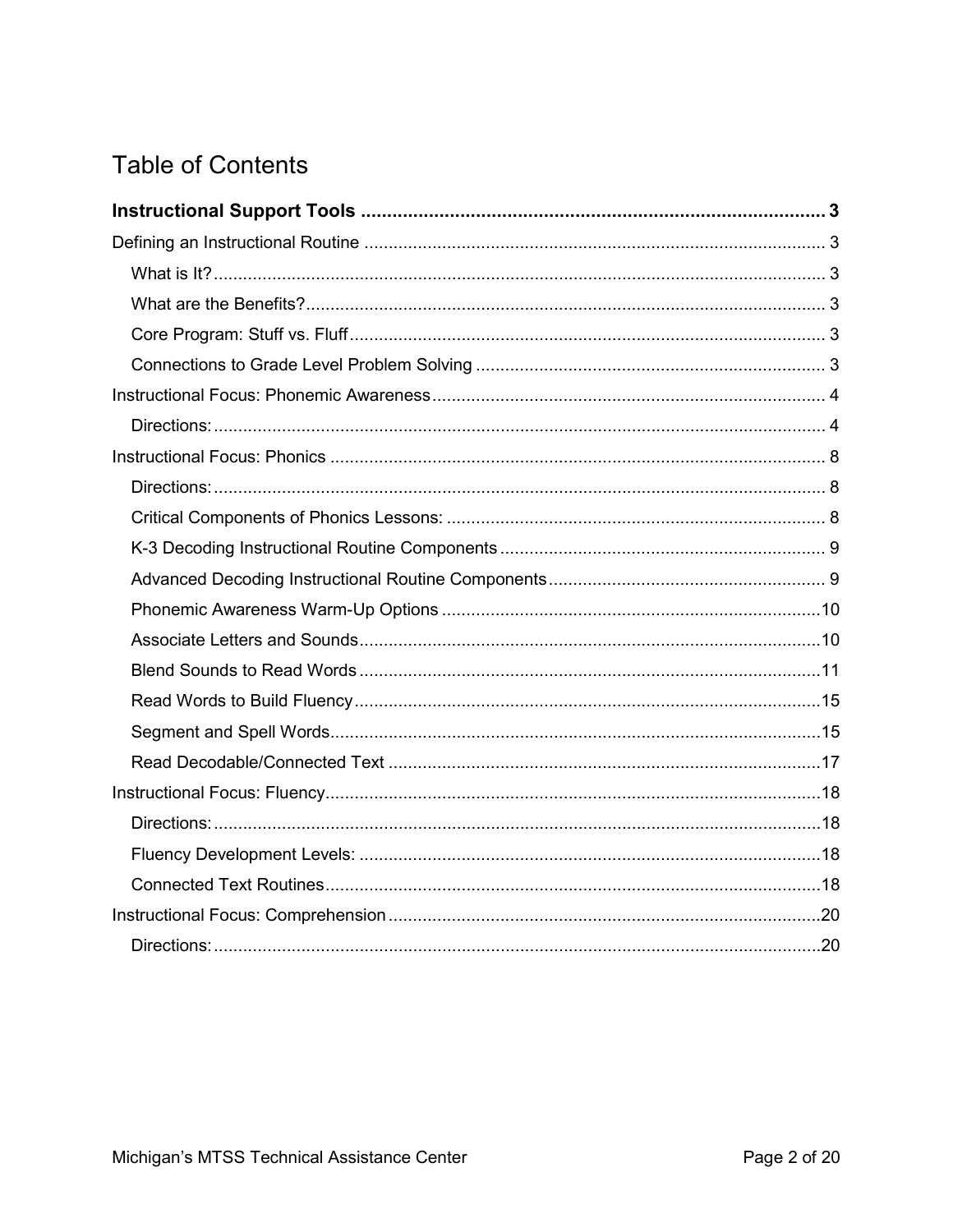# Table of Contents

**Instructional Support Tools** ........................................................................................ 3

Defining an Instructional Routine ........................................................................................ 3

- What is It? ........................................................................................ 3
- What are the Benefits? ........................................................................................ 3
- Core Program: Stuff vs. Fluff ........................................................................................ 3
- Connections to Grade Level Problem Solving ........................................................................................ 3

Instructional Focus: Phonemic Awareness ........................................................................................ 4

- Directions: ........................................................................................ 4

Instructional Focus: Phonics ........................................................................................ 8

- Directions: ........................................................................................ 8
- Critical Components of Phonics Lessons: ........................................................................................ 8
- K-3 Decoding Instructional Routine Components ........................................................................................ 9
- Advanced Decoding Instructional Routine Components ........................................................................................ 9
- Phonemic Awareness Warm-Up Options ........................................................................................ 10
- Associate Letters and Sounds ........................................................................................ 10
- Blend Sounds to Read Words ........................................................................................ 11
- Read Words to Build Fluency ........................................................................................ 15
- Segment and Spell Words ........................................................................................ 15
- Read Decodable/Connected Text ........................................................................................ 17

Instructional Focus: Fluency ........................................................................................ 18

- Directions: ........................................................................................ 18
- Fluency Development Levels: ........................................................................................ 18
- Connected Text Routines ........................................................................................ 18

Instructional Focus: Comprehension ........................................................................................ 20

- Directions: ........................................................................................ 20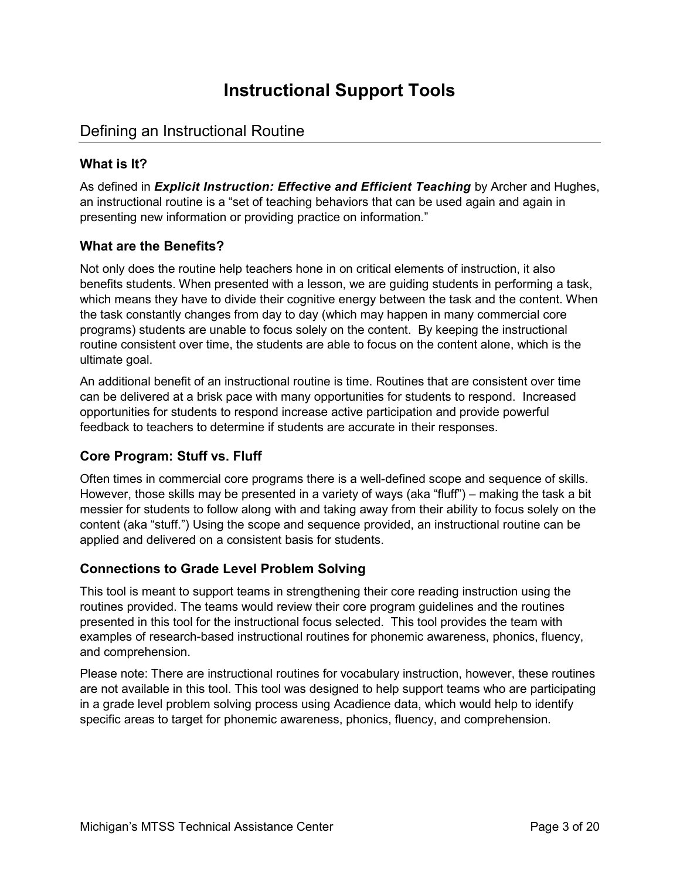# Instructional Support Tools

## Defining an Instructional Routine

### What is It?

As defined in ***Explicit Instruction: Effective and Efficient Teaching*** by Archer and Hughes, an instructional routine is a "set of teaching behaviors that can be used again and again in presenting new information or providing practice on information."

### What are the Benefits?

Not only does the routine help teachers hone in on critical elements of instruction, it also benefits students. When presented with a lesson, we are guiding students in performing a task, which means they have to divide their cognitive energy between the task and the content. When the task constantly changes from day to day (which may happen in many commercial core programs) students are unable to focus solely on the content. By keeping the instructional routine consistent over time, the students are able to focus on the content alone, which is the ultimate goal.

An additional benefit of an instructional routine is time. Routines that are consistent over time can be delivered at a brisk pace with many opportunities for students to respond. Increased opportunities for students to respond increase active participation and provide powerful feedback to teachers to determine if students are accurate in their responses.

### Core Program: Stuff vs. Fluff

Often times in commercial core programs there is a well-defined scope and sequence of skills. However, those skills may be presented in a variety of ways (aka "fluff") – making the task a bit messier for students to follow along with and taking away from their ability to focus solely on the content (aka "stuff.") Using the scope and sequence provided, an instructional routine can be applied and delivered on a consistent basis for students.

### Connections to Grade Level Problem Solving

This tool is meant to support teams in strengthening their core reading instruction using the routines provided. The teams would review their core program guidelines and the routines presented in this tool for the instructional focus selected. This tool provides the team with examples of research-based instructional routines for phonemic awareness, phonics, fluency, and comprehension.

Please note: There are instructional routines for vocabulary instruction, however, these routines are not available in this tool. This tool was designed to help support teams who are participating in a grade level problem solving process using Acadience data, which would help to identify specific areas to target for phonemic awareness, phonics, fluency, and comprehension.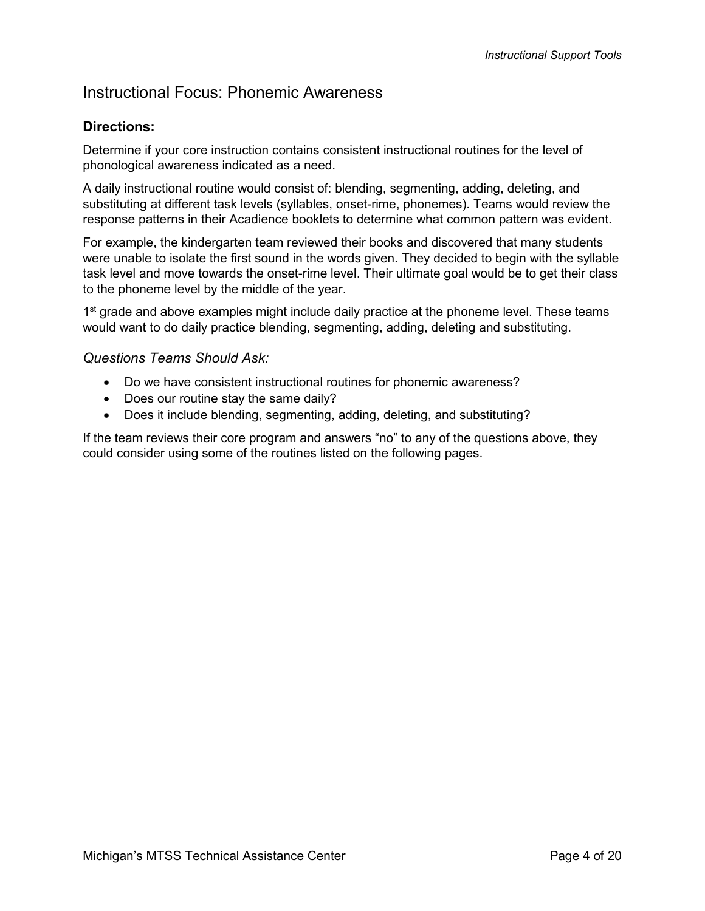## Instructional Focus: Phonemic Awareness

### Directions:

Determine if your core instruction contains consistent instructional routines for the level of phonological awareness indicated as a need.

A daily instructional routine would consist of: blending, segmenting, adding, deleting, and substituting at different task levels (syllables, onset-rime, phonemes). Teams would review the response patterns in their Acadience booklets to determine what common pattern was evident.

For example, the kindergarten team reviewed their books and discovered that many students were unable to isolate the first sound in the words given. They decided to begin with the syllable task level and move towards the onset-rime level. Their ultimate goal would be to get their class to the phoneme level by the middle of the year.

1st grade and above examples might include daily practice at the phoneme level. These teams would want to do daily practice blending, segmenting, adding, deleting and substituting.

*Questions Teams Should Ask:*

- Do we have consistent instructional routines for phonemic awareness?
- Does our routine stay the same daily?
- Does it include blending, segmenting, adding, deleting, and substituting?

If the team reviews their core program and answers "no" to any of the questions above, they could consider using some of the routines listed on the following pages.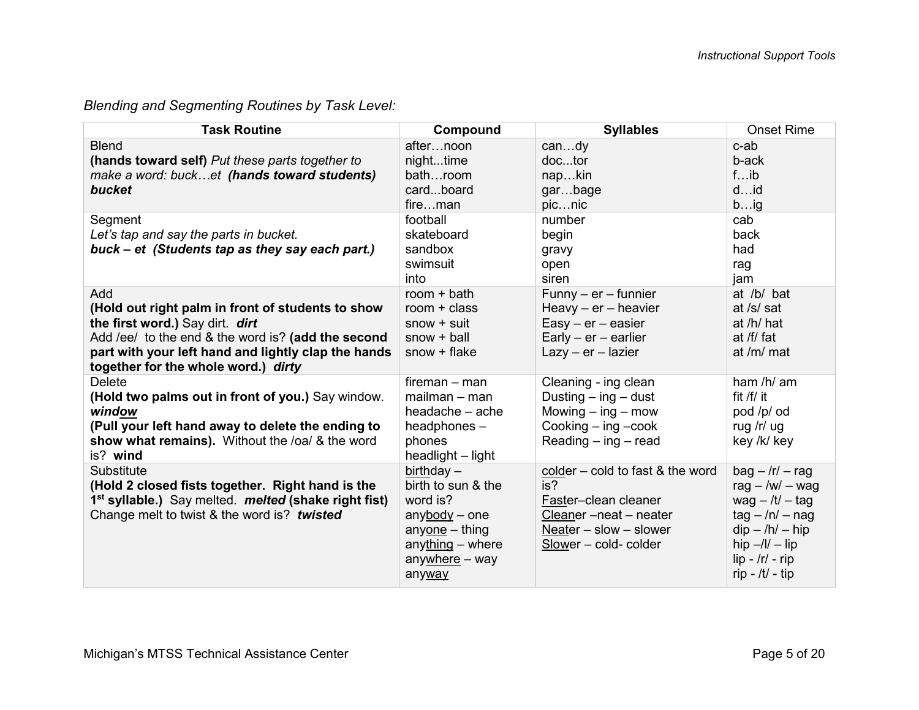*Blending and Segmenting Routines by Task Level:*

| Task Routine | Compound | Syllables | Onset Rime |
|---|---|---|---|
| Blend<br>**(hands toward self)** *Put these parts together to make a word: buck…et* **(hands toward students)** ***bucket*** | after…noon<br>night...time<br>bath…room<br>card...board<br>fire…man | can…dy<br>doc...tor<br>nap…kin<br>gar…bage<br>pic…nic | c-ab<br>b-ack<br>f…ib<br>d…id<br>b…ig |
| Segment<br>*Let's tap and say the parts in bucket.*<br>***buck – et (Students tap as they say each part.)*** | football<br>skateboard<br>sandbox<br>swimsuit<br>into | number<br>begin<br>gravy<br>open<br>siren | cab<br>back<br>had<br>rag<br>jam |
| Add<br>**(Hold out right palm in front of students to show the first word.)** Say dirt. ***dirt***<br>Add /ee/ to the end & the word is? **(add the second part with your left hand and lightly clap the hands together for the whole word.)** ***dirty*** | room + bath<br>room + class<br>snow + suit<br>snow + ball<br>snow + flake | Funny – er – funnier<br>Heavy – er – heavier<br>Easy – er – easier<br>Early – er – earlier<br>Lazy – er – lazier | at /b/ bat<br>at /s/ sat<br>at /h/ hat<br>at /f/ fat<br>at /m/ mat |
| Delete<br>**(Hold two palms out in front of you.)** Say window. ***wind<u>ow</u>***<br>**(Pull your left hand away to delete the ending to show what remains).** Without the /oa/ & the word is? **wind** | fireman – man<br>mailman – man<br>headache – ache<br>headphones – phones<br>headlight – light | Cleaning - ing clean<br>Dusting – ing – dust<br>Mowing – ing – mow<br>Cooking – ing –cook<br>Reading – ing – read | ham /h/ am<br>fit /f/ it<br>pod /p/ od<br>rug /r/ ug<br>key /k/ key |
| Substitute<br>**(Hold 2 closed fists together. Right hand is the 1st syllable.)** Say melted. ***melted*** **(shake right fist)**<br>Change melt to twist & the word is? ***twisted*** | <u>birth</u>day – birth to sun & the word is?<br>any<u>body</u> – one<br>any<u>one</u> – thing<br>any<u>thing</u> – where<br>any<u>where</u> – way<br>any<u>way</u> | <u>cold</u>er – cold to fast & the word is?<br><u>Fast</u>er–clean cleaner<br><u>Clean</u>er –neat – neater<br><u>Neat</u>er – slow – slower<br><u>Slow</u>er – cold- colder | bag – /r/ – rag<br>rag – /w/ – wag<br>wag – /t/ – tag<br>tag – /n/ – nag<br>dip – /h/ – hip<br>hip –/l/ – lip<br>lip - /r/ - rip<br>rip - /t/ - tip |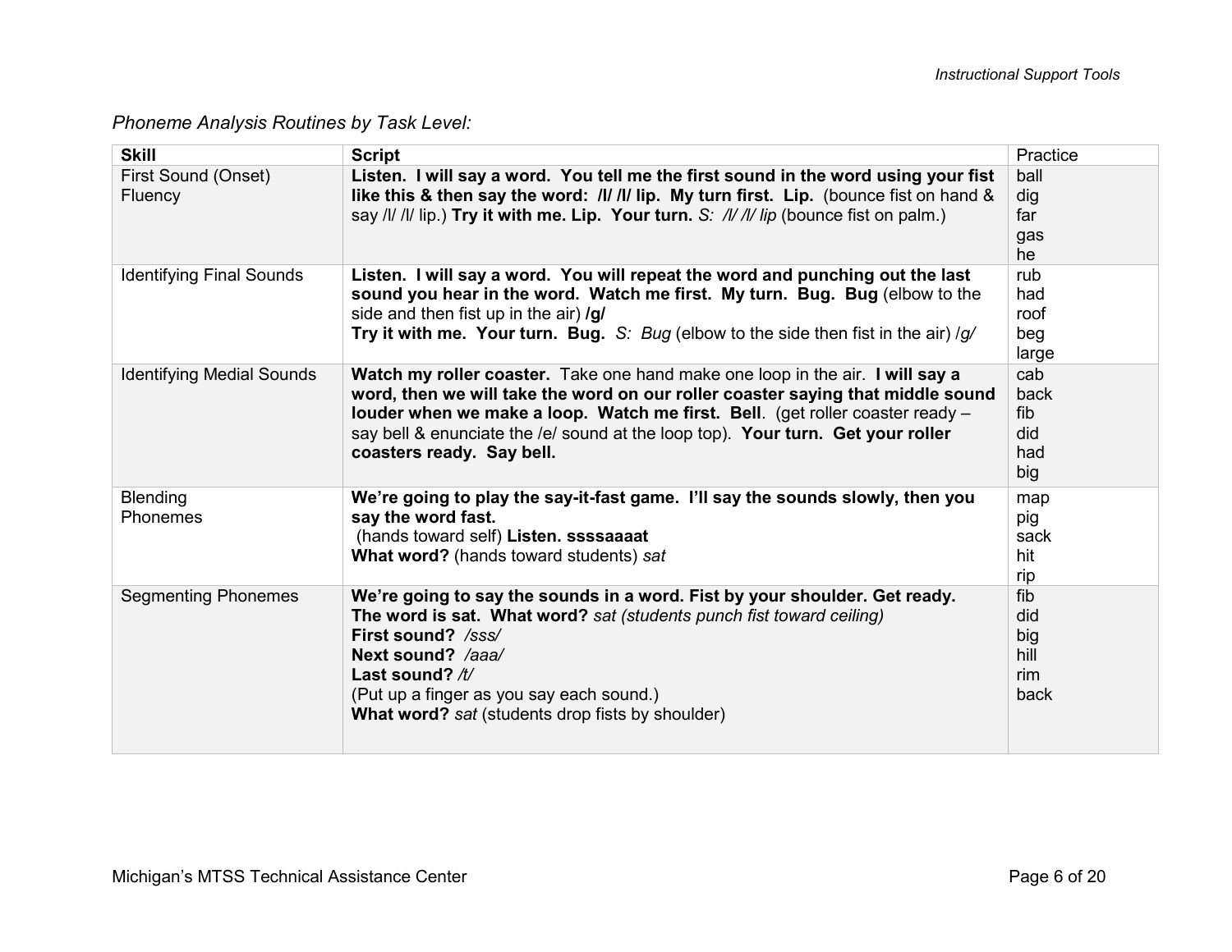*Phoneme Analysis Routines by Task Level:*

| **Skill** | **Script** | Practice |
|---|---|---|
| First Sound (Onset) Fluency | **Listen. I will say a word. You tell me the first sound in the word using your fist like this & then say the word: /l/ /l/ lip. My turn first. Lip.** (bounce fist on hand & say /l/ /l/ lip.) **Try it with me. Lip. Your turn.** *S: /l/ /l/ lip* (bounce fist on palm.) | ball<br>dig<br>far<br>gas<br>he |
| Identifying Final Sounds | **Listen. I will say a word. You will repeat the word and punching out the last sound you hear in the word. Watch me first. My turn. Bug. Bug** (elbow to the side and then fist up in the air) **/g/**<br>**Try it with me. Your turn. Bug.** *S: Bug* (elbow to the side then fist in the air) */g/* | rub<br>had<br>roof<br>beg<br>large |
| Identifying Medial Sounds | **Watch my roller coaster.** Take one hand make one loop in the air. **I will say a word, then we will take the word on our roller coaster saying that middle sound louder when we make a loop. Watch me first. Bell**. (get roller coaster ready – say bell & enunciate the /e/ sound at the loop top). **Your turn. Get your roller coasters ready. Say bell.** | cab<br>back<br>fib<br>did<br>had<br>big |
| Blending Phonemes | **We're going to play the say-it-fast game. I'll say the sounds slowly, then you say the word fast.**<br>(hands toward self) **Listen. ssssaaaat**<br>**What word?** (hands toward students) *sat* | map<br>pig<br>sack<br>hit<br>rip |
| Segmenting Phonemes | **We're going to say the sounds in a word. Fist by your shoulder. Get ready.**<br>**The word is sat. What word?** *sat (students punch fist toward ceiling)*<br>**First sound?** */sss/*<br>**Next sound?** */aaa/*<br>**Last sound?** */t/*<br>(Put up a finger as you say each sound.)<br>**What word?** *sat* (students drop fists by shoulder) | fib<br>did<br>big<br>hill<br>rim<br>back |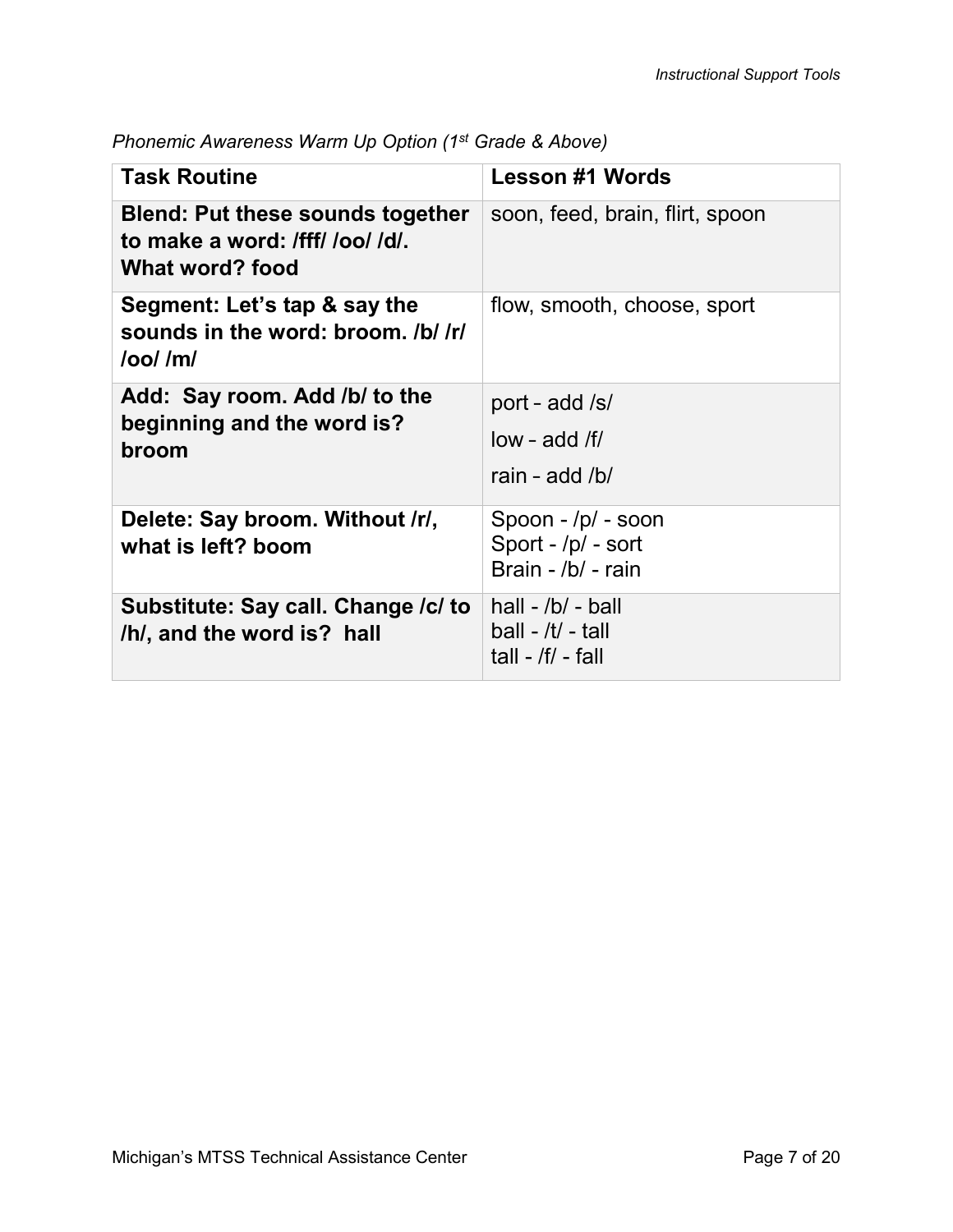*Phonemic Awareness Warm Up Option (1st Grade & Above)*

| Task Routine | Lesson #1 Words |
| --- | --- |
| **Blend: Put these sounds together to make a word: /fff/ /oo/ /d/. What word? food** | soon, feed, brain, flirt, spoon |
| **Segment: Let's tap & say the sounds in the word: broom. /b/ /r/ /oo/ /m/** | flow, smooth, choose, sport |
| **Add: Say room. Add /b/ to the beginning and the word is? broom** | port - add /s/<br>low - add /f/<br>rain - add /b/ |
| **Delete: Say broom. Without /r/, what is left? boom** | Spoon - /p/ - soon<br>Sport - /p/ - sort<br>Brain - /b/ - rain |
| **Substitute: Say call. Change /c/ to /h/, and the word is? hall** | hall - /b/ - ball<br>ball - /t/ - tall<br>tall - /f/ - fall |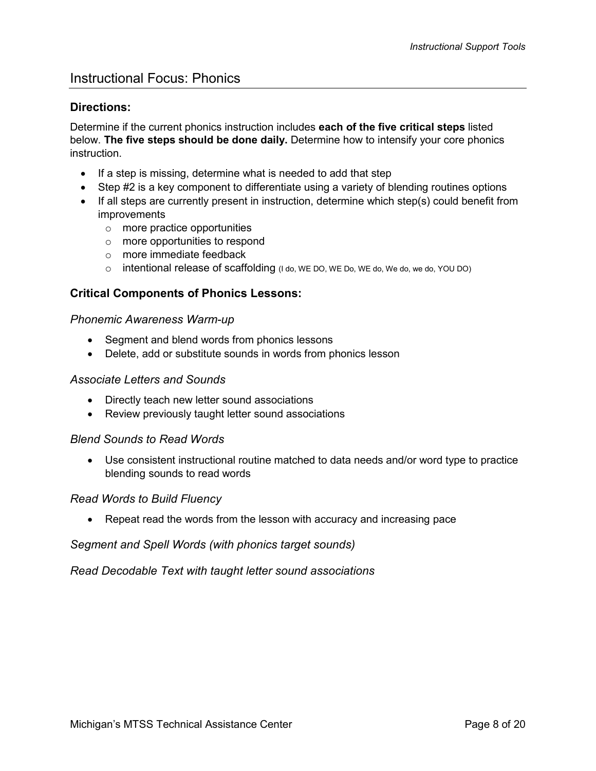## Instructional Focus: Phonics

### Directions:

Determine if the current phonics instruction includes **each of the five critical steps** listed below. **The five steps should be done daily.** Determine how to intensify your core phonics instruction.

- If a step is missing, determine what is needed to add that step
- Step #2 is a key component to differentiate using a variety of blending routines options
- If all steps are currently present in instruction, determine which step(s) could benefit from improvements
  - more practice opportunities
  - more opportunities to respond
  - more immediate feedback
  - intentional release of scaffolding (I do, WE DO, WE Do, WE do, We do, we do, YOU DO)

### Critical Components of Phonics Lessons:

*Phonemic Awareness Warm-up*

- Segment and blend words from phonics lessons
- Delete, add or substitute sounds in words from phonics lesson

*Associate Letters and Sounds*

- Directly teach new letter sound associations
- Review previously taught letter sound associations

*Blend Sounds to Read Words*

- Use consistent instructional routine matched to data needs and/or word type to practice blending sounds to read words

*Read Words to Build Fluency*

- Repeat read the words from the lesson with accuracy and increasing pace

*Segment and Spell Words (with phonics target sounds)*

*Read Decodable Text with taught letter sound associations*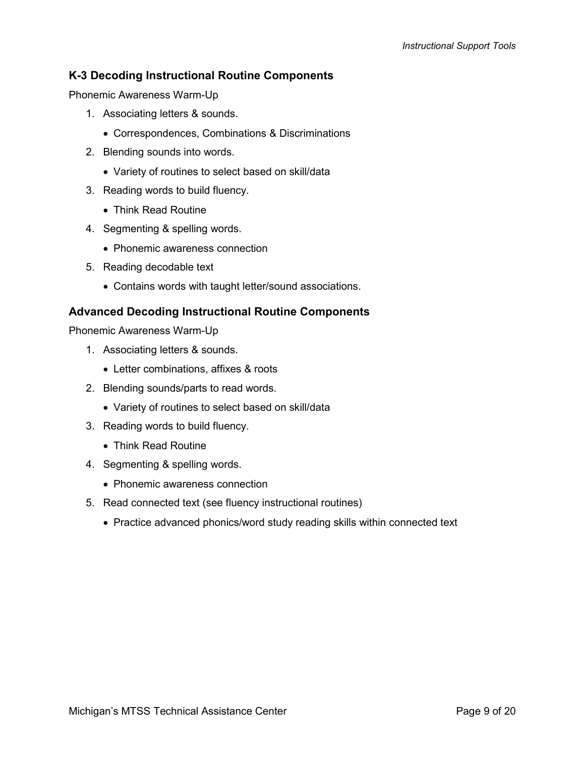## K-3 Decoding Instructional Routine Components

Phonemic Awareness Warm-Up

1. Associating letters & sounds.
   - Correspondences, Combinations & Discriminations
2. Blending sounds into words.
   - Variety of routines to select based on skill/data
3. Reading words to build fluency.
   - Think Read Routine
4. Segmenting & spelling words.
   - Phonemic awareness connection
5. Reading decodable text
   - Contains words with taught letter/sound associations.

## Advanced Decoding Instructional Routine Components

Phonemic Awareness Warm-Up

1. Associating letters & sounds.
   - Letter combinations, affixes & roots
2. Blending sounds/parts to read words.
   - Variety of routines to select based on skill/data
3. Reading words to build fluency.
   - Think Read Routine
4. Segmenting & spelling words.
   - Phonemic awareness connection
5. Read connected text (see fluency instructional routines)
   - Practice advanced phonics/word study reading skills within connected text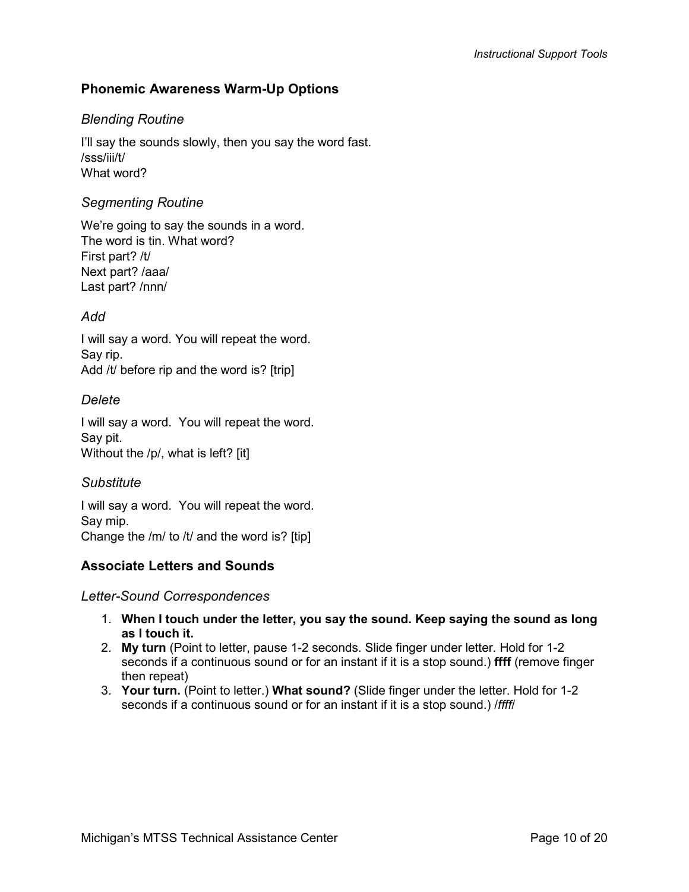## Phonemic Awareness Warm-Up Options

### *Blending Routine*

I'll say the sounds slowly, then you say the word fast.
/sss/iii/t/
What word?

### *Segmenting Routine*

We're going to say the sounds in a word.
The word is tin. What word?
First part? /t/
Next part? /aaa/
Last part? /nnn/

### *Add*

I will say a word. You will repeat the word.
Say rip.
Add /t/ before rip and the word is? [trip]

### *Delete*

I will say a word. You will repeat the word.
Say pit.
Without the /p/, what is left? [it]

### *Substitute*

I will say a word. You will repeat the word.
Say mip.
Change the /m/ to /t/ and the word is? [tip]

## Associate Letters and Sounds

### *Letter-Sound Correspondences*

1. **When I touch under the letter, you say the sound. Keep saying the sound as long as I touch it.**
2. **My turn** (Point to letter, pause 1-2 seconds. Slide finger under letter. Hold for 1-2 seconds if a continuous sound or for an instant if it is a stop sound.) **ffff** (remove finger then repeat)
3. **Your turn.** (Point to letter.) **What sound?** (Slide finger under the letter. Hold for 1-2 seconds if a continuous sound or for an instant if it is a stop sound.) /*ffff*/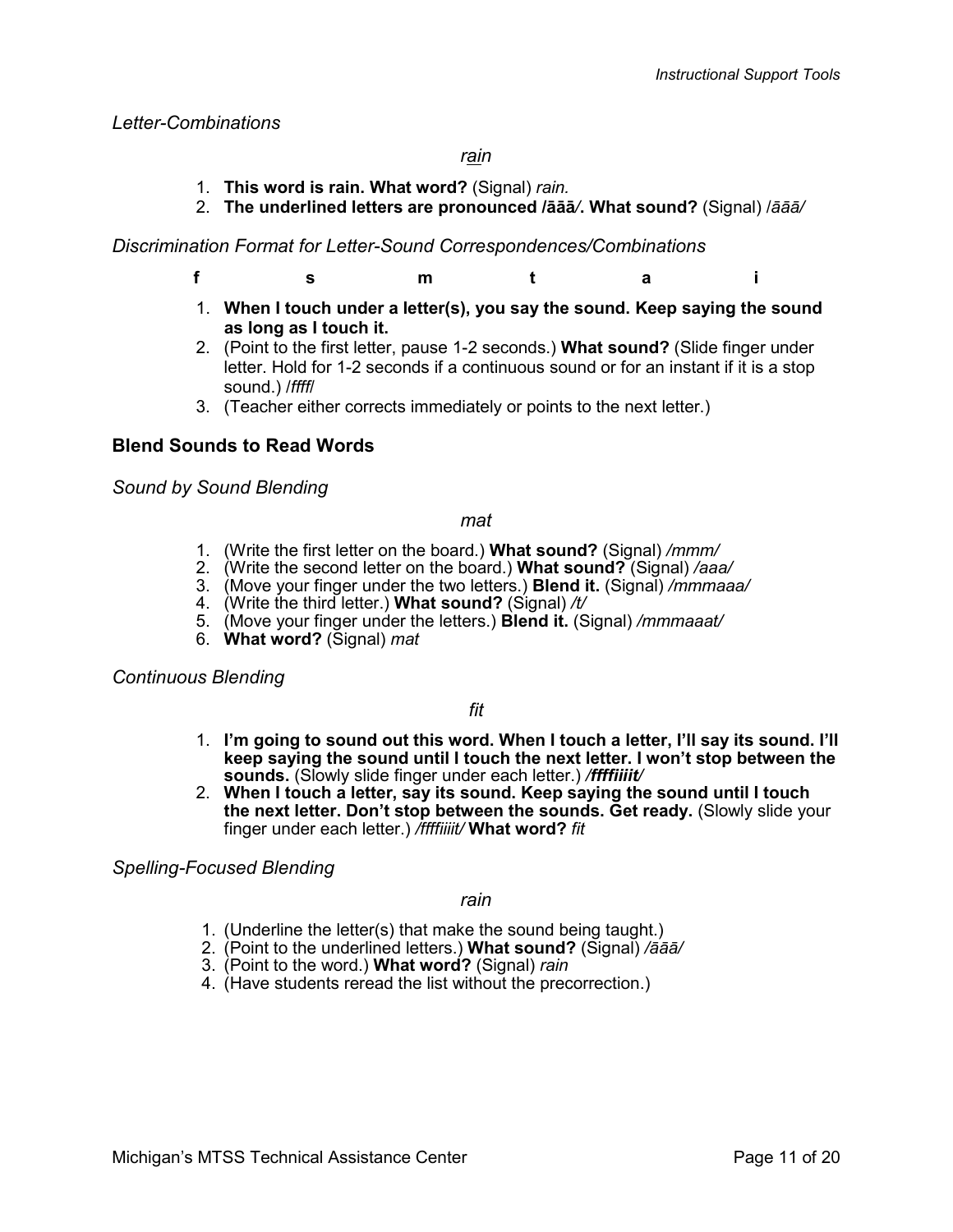*Letter-Combinations*

*r<u>ai</u>n*

1. **This word is rain. What word?** (Signal) *rain.*
2. **The underlined letters are pronounced /āāā/. What sound?** (Signal) /*āāā/*

*Discrimination Format for Letter-Sound Correspondences/Combinations*

**f s m t a i**

1. **When I touch under a letter(s), you say the sound. Keep saying the sound as long as I touch it.**
2. (Point to the first letter, pause 1-2 seconds.) **What sound?** (Slide finger under letter. Hold for 1-2 seconds if a continuous sound or for an instant if it is a stop sound.) /*ffff*/
3. (Teacher either corrects immediately or points to the next letter.)

## Blend Sounds to Read Words

*Sound by Sound Blending*

*mat*

1. (Write the first letter on the board.) **What sound?** (Signal) */mmm/*
2. (Write the second letter on the board.) **What sound?** (Signal) */aaa/*
3. (Move your finger under the two letters.) **Blend it.** (Signal) */mmmaaa/*
4. (Write the third letter.) **What sound?** (Signal) */t/*
5. (Move your finger under the letters.) **Blend it.** (Signal) */mmmaaat/*
6. **What word?** (Signal) *mat*

*Continuous Blending*

*fit*

1. **I'm going to sound out this word. When I touch a letter, I'll say its sound. I'll keep saying the sound until I touch the next letter. I won't stop between the sounds.** (Slowly slide finger under each letter.) ***/ffffiiiit/***
2. **When I touch a letter, say its sound. Keep saying the sound until I touch the next letter. Don't stop between the sounds. Get ready.** (Slowly slide your finger under each letter.) */ffffiiiit/* **What word?** *fit*

*Spelling-Focused Blending*

*rain*

1. (Underline the letter(s) that make the sound being taught.)
2. (Point to the underlined letters.) **What sound?** (Signal) */āāā/*
3. (Point to the word.) **What word?** (Signal) *rain*
4. (Have students reread the list without the precorrection.)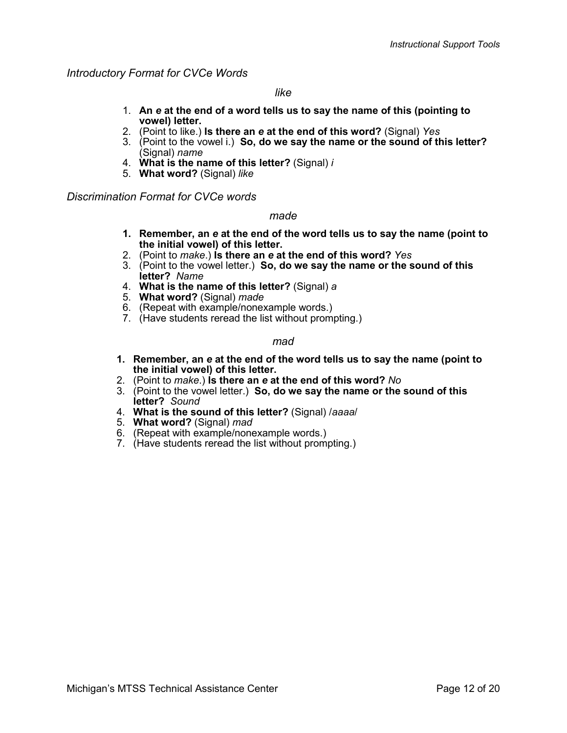*Introductory Format for CVCe Words*

*like*

1. **An *e* at the end of a word tells us to say the name of this (pointing to vowel) letter.**
2. (Point to like.) **Is there an *e* at the end of this word?** (Signal) *Yes*
3. (Point to the vowel i.) **So, do we say the name or the sound of this letter?** (Signal) *name*
4. **What is the name of this letter?** (Signal) *i*
5. **What word?** (Signal) *like*

*Discrimination Format for CVCe words*

*made*

1. **Remember, an *e* at the end of the word tells us to say the name (point to the initial vowel) of this letter.**
2. (Point to *make*.) **Is there an *e* at the end of this word?** *Yes*
3. (Point to the vowel letter.) **So, do we say the name or the sound of this letter?** *Name*
4. **What is the name of this letter?** (Signal) *a*
5. **What word?** (Signal) *made*
6. (Repeat with example/nonexample words.)
7. (Have students reread the list without prompting.)

*mad*

1. **Remember, an *e* at the end of the word tells us to say the name (point to the initial vowel) of this letter.**
2. (Point to *make*.) **Is there an *e* at the end of this word?** *No*
3. (Point to the vowel letter.) **So, do we say the name or the sound of this letter?** *Sound*
4. **What is the sound of this letter?** (Signal) /*aaaa*/
5. **What word?** (Signal) *mad*
6. (Repeat with example/nonexample words.)
7. (Have students reread the list without prompting.)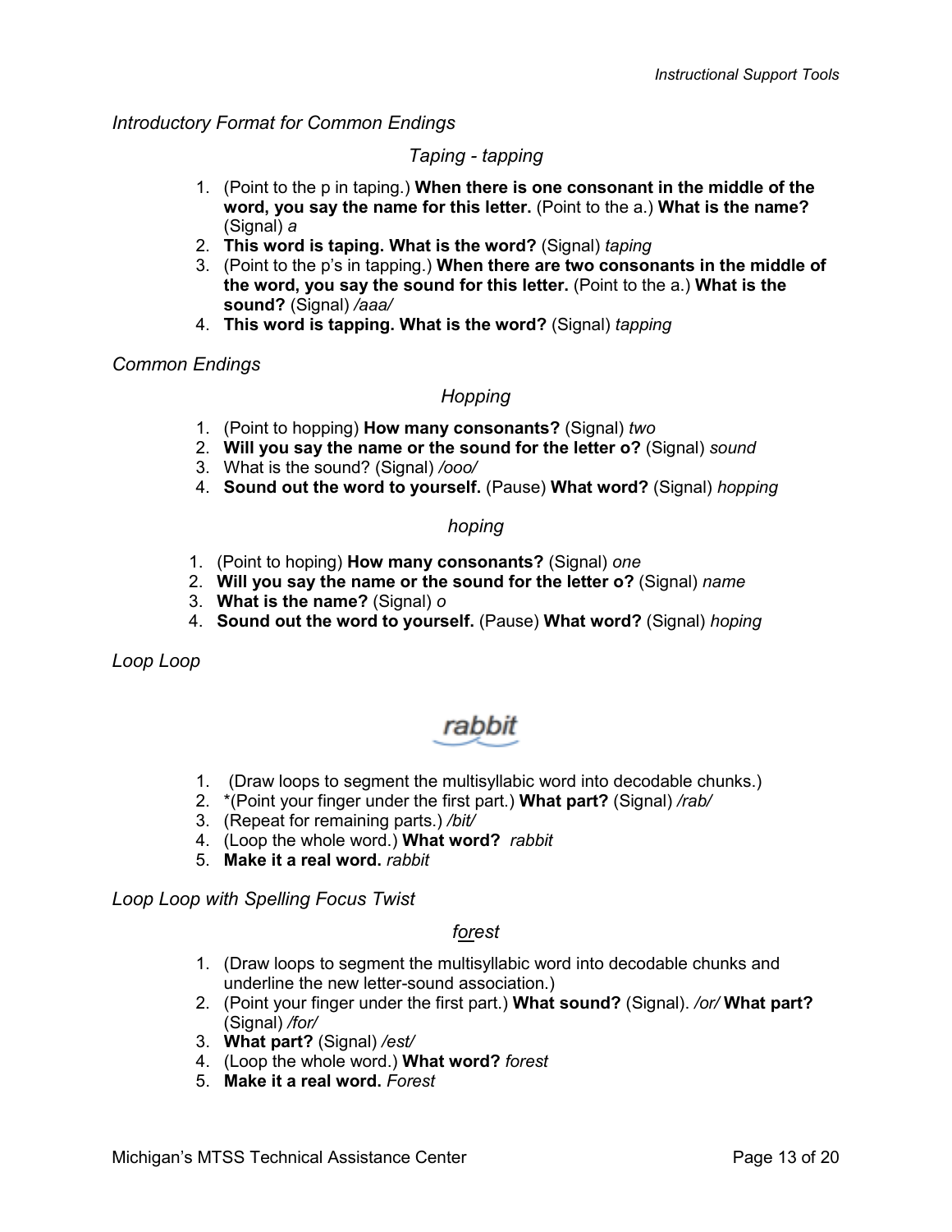*Introductory Format for Common Endings*

*Taping - tapping*

1. (Point to the p in taping.) **When there is one consonant in the middle of the word, you say the name for this letter.** (Point to the a.) **What is the name?** (Signal) *a*
2. **This word is taping. What is the word?** (Signal) *taping*
3. (Point to the p's in tapping.) **When there are two consonants in the middle of the word, you say the sound for this letter.** (Point to the a.) **What is the sound?** (Signal) */aaa/*
4. **This word is tapping. What is the word?** (Signal) *tapping*

*Common Endings*

*Hopping*

1. (Point to hopping) **How many consonants?** (Signal) *two*
2. **Will you say the name or the sound for the letter o?** (Signal) *sound*
3. What is the sound? (Signal) */ooo/*
4. **Sound out the word to yourself.** (Pause) **What word?** (Signal) *hopping*

*hoping*

1. (Point to hoping) **How many consonants?** (Signal) *one*
2. **Will you say the name or the sound for the letter o?** (Signal) *name*
3. **What is the name?** (Signal) *o*
4. **Sound out the word to yourself.** (Pause) **What word?** (Signal) *hoping*

*Loop Loop*

rabbit

1. (Draw loops to segment the multisyllabic word into decodable chunks.)
2. *(Point your finger under the first part.) **What part?** (Signal) */rab/*
3. (Repeat for remaining parts.) */bit/*
4. (Loop the whole word.) **What word?** *rabbit*
5. **Make it a real word.** *rabbit*

*Loop Loop with Spelling Focus Twist*

*f<u>or</u>est*

1. (Draw loops to segment the multisyllabic word into decodable chunks and underline the new letter-sound association.)
2. (Point your finger under the first part.) **What sound?** (Signal). */or/* **What part?** (Signal) */for/*
3. **What part?** (Signal) */est/*
4. (Loop the whole word.) **What word?** *forest*
5. **Make it a real word.** *Forest*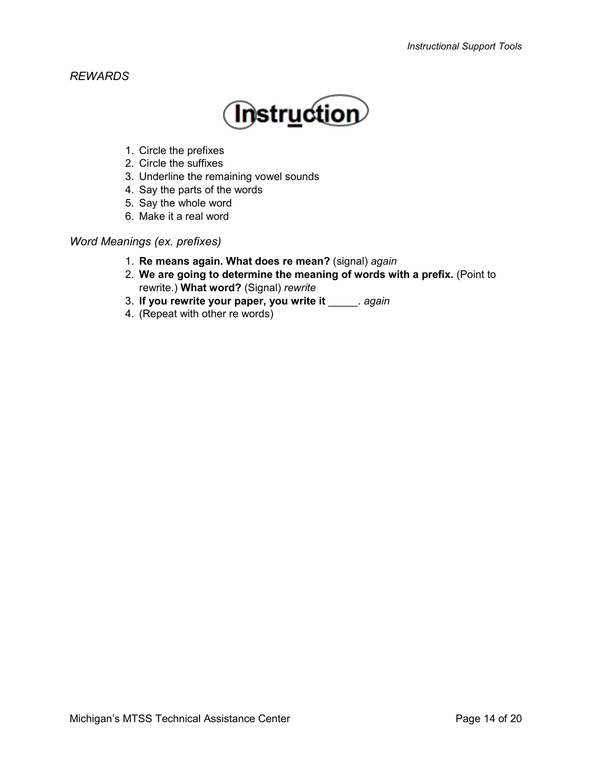*REWARDS*

Instruction

1. Circle the prefixes
2. Circle the suffixes
3. Underline the remaining vowel sounds
4. Say the parts of the words
5. Say the whole word
6. Make it a real word

*Word Meanings (ex. prefixes)*

1. **Re means again. What does re mean?** (signal) *again*
2. **We are going to determine the meaning of words with a prefix.** (Point to rewrite.) **What word?** (Signal) *rewrite*
3. **If you rewrite your paper, you write it** _____. *again*
4. (Repeat with other re words)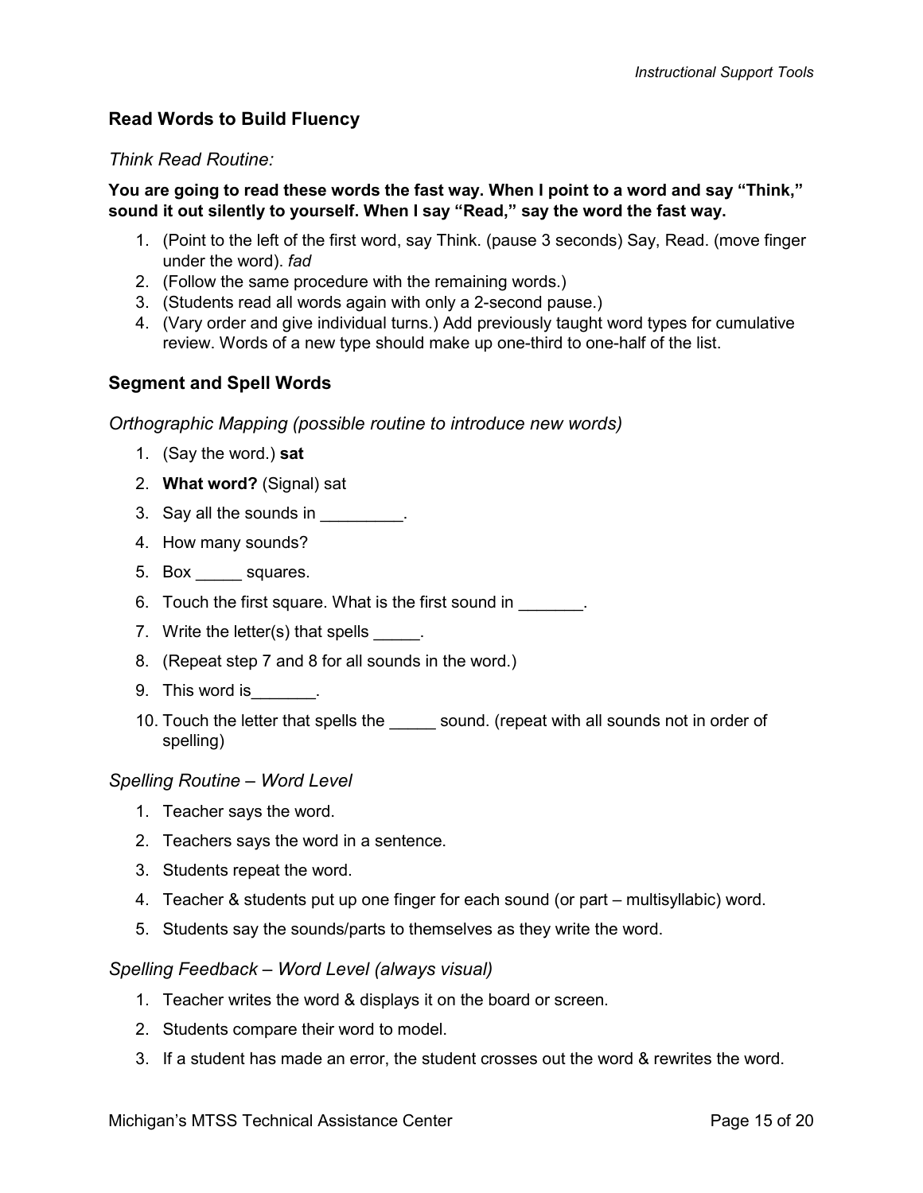## Read Words to Build Fluency

*Think Read Routine:*

**You are going to read these words the fast way. When I point to a word and say "Think," sound it out silently to yourself. When I say "Read," say the word the fast way.**

1. (Point to the left of the first word, say Think. (pause 3 seconds) Say, Read. (move finger under the word). *fad*
2. (Follow the same procedure with the remaining words.)
3. (Students read all words again with only a 2-second pause.)
4. (Vary order and give individual turns.) Add previously taught word types for cumulative review. Words of a new type should make up one-third to one-half of the list.

## Segment and Spell Words

*Orthographic Mapping (possible routine to introduce new words)*

1. (Say the word.) **sat**
2. **What word?** (Signal) sat
3. Say all the sounds in _________.
4. How many sounds?
5. Box _____ squares.
6. Touch the first square. What is the first sound in _______.
7. Write the letter(s) that spells _____.
8. (Repeat step 7 and 8 for all sounds in the word.)
9. This word is_______.
10. Touch the letter that spells the _____ sound. (repeat with all sounds not in order of spelling)

*Spelling Routine – Word Level*

1. Teacher says the word.
2. Teachers says the word in a sentence.
3. Students repeat the word.
4. Teacher & students put up one finger for each sound (or part – multisyllabic) word.
5. Students say the sounds/parts to themselves as they write the word.

*Spelling Feedback – Word Level (always visual)*

1. Teacher writes the word & displays it on the board or screen.
2. Students compare their word to model.
3. If a student has made an error, the student crosses out the word & rewrites the word.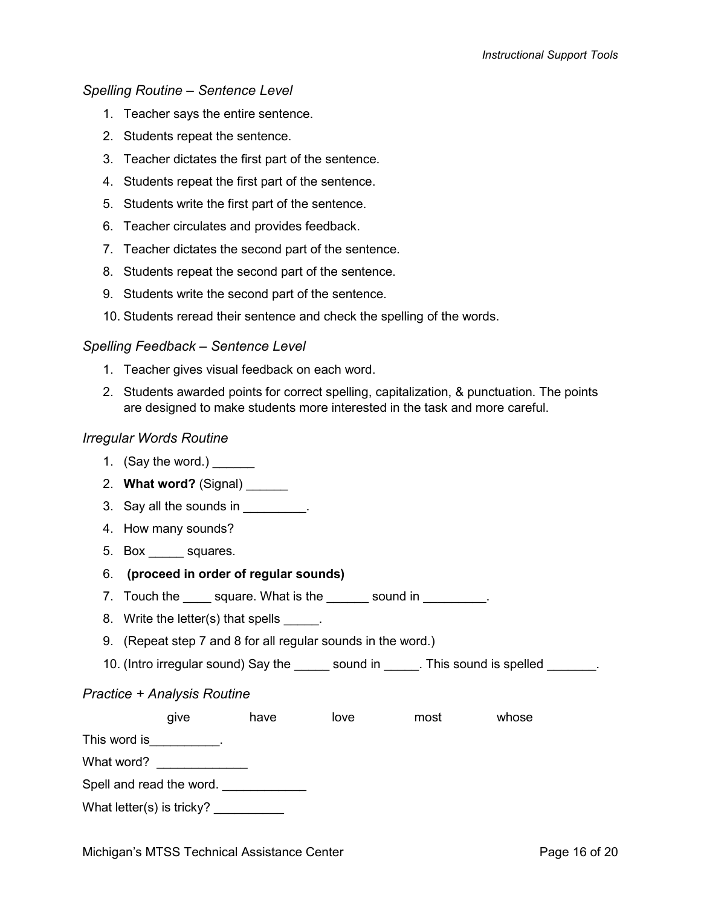*Spelling Routine – Sentence Level*

1. Teacher says the entire sentence.
2. Students repeat the sentence.
3. Teacher dictates the first part of the sentence.
4. Students repeat the first part of the sentence.
5. Students write the first part of the sentence.
6. Teacher circulates and provides feedback.
7. Teacher dictates the second part of the sentence.
8. Students repeat the second part of the sentence.
9. Students write the second part of the sentence.
10. Students reread their sentence and check the spelling of the words.

*Spelling Feedback – Sentence Level*

1. Teacher gives visual feedback on each word.
2. Students awarded points for correct spelling, capitalization, & punctuation. The points are designed to make students more interested in the task and more careful.

*Irregular Words Routine*

1. (Say the word.) ______
2. **What word?** (Signal) ______
3. Say all the sounds in _________.
4. How many sounds?
5. Box _____ squares.
6. **(proceed in order of regular sounds)**
7. Touch the ____ square. What is the ______ sound in _________.
8. Write the letter(s) that spells _____.
9. (Repeat step 7 and 8 for all regular sounds in the word.)
10. (Intro irregular sound) Say the _____ sound in _____. This sound is spelled _______.

*Practice + Analysis Routine*

give &nbsp;&nbsp;&nbsp; have &nbsp;&nbsp;&nbsp; love &nbsp;&nbsp;&nbsp; most &nbsp;&nbsp;&nbsp; whose

This word is__________.

What word? _____________

Spell and read the word. ____________

What letter(s) is tricky? __________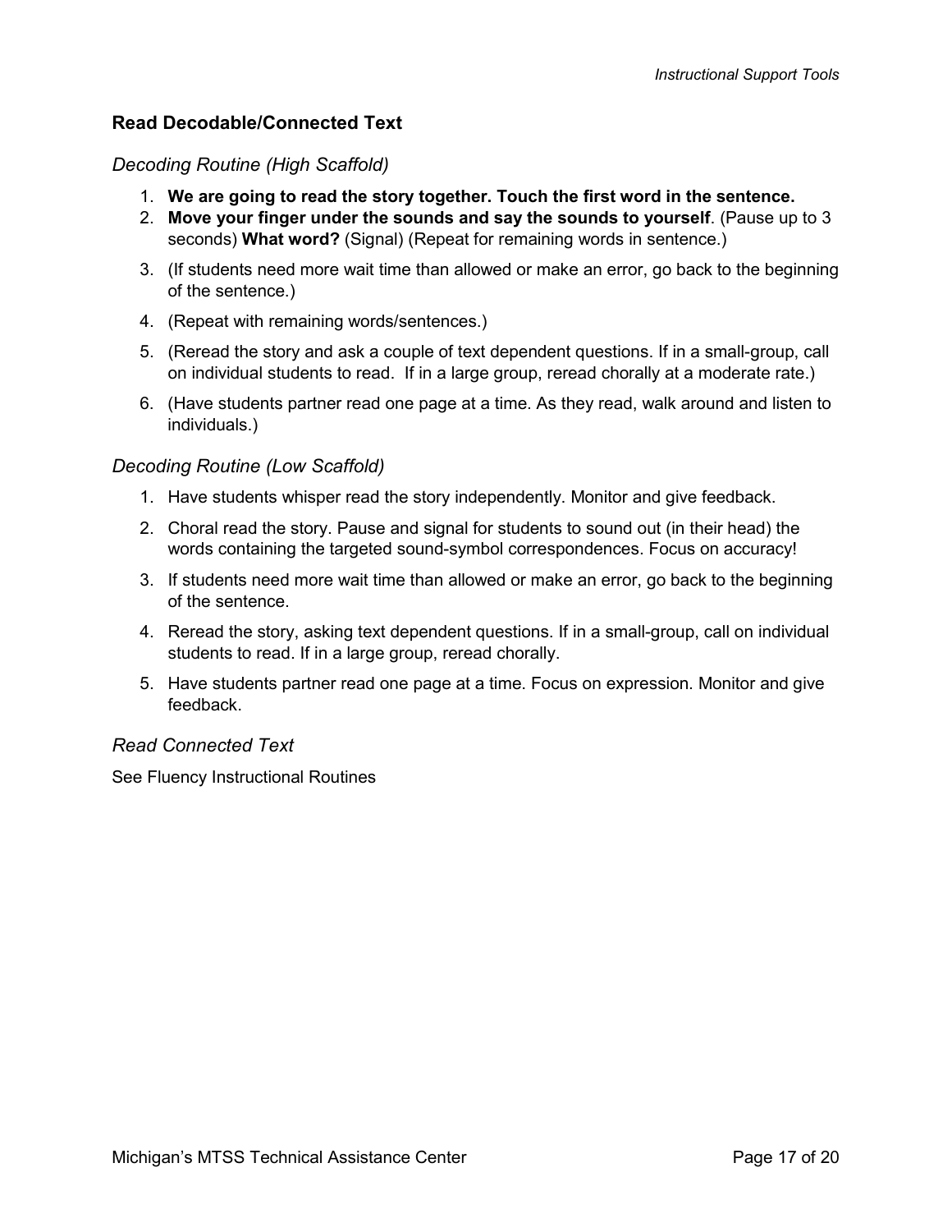## Read Decodable/Connected Text

### *Decoding Routine (High Scaffold)*

1. **We are going to read the story together. Touch the first word in the sentence.**
2. **Move your finger under the sounds and say the sounds to yourself**. (Pause up to 3 seconds) **What word?** (Signal) (Repeat for remaining words in sentence.)
3. (If students need more wait time than allowed or make an error, go back to the beginning of the sentence.)
4. (Repeat with remaining words/sentences.)
5. (Reread the story and ask a couple of text dependent questions. If in a small-group, call on individual students to read. If in a large group, reread chorally at a moderate rate.)
6. (Have students partner read one page at a time. As they read, walk around and listen to individuals.)

### *Decoding Routine (Low Scaffold)*

1. Have students whisper read the story independently. Monitor and give feedback.
2. Choral read the story. Pause and signal for students to sound out (in their head) the words containing the targeted sound-symbol correspondences. Focus on accuracy!
3. If students need more wait time than allowed or make an error, go back to the beginning of the sentence.
4. Reread the story, asking text dependent questions. If in a small-group, call on individual students to read. If in a large group, reread chorally.
5. Have students partner read one page at a time. Focus on expression. Monitor and give feedback.

### *Read Connected Text*

See Fluency Instructional Routines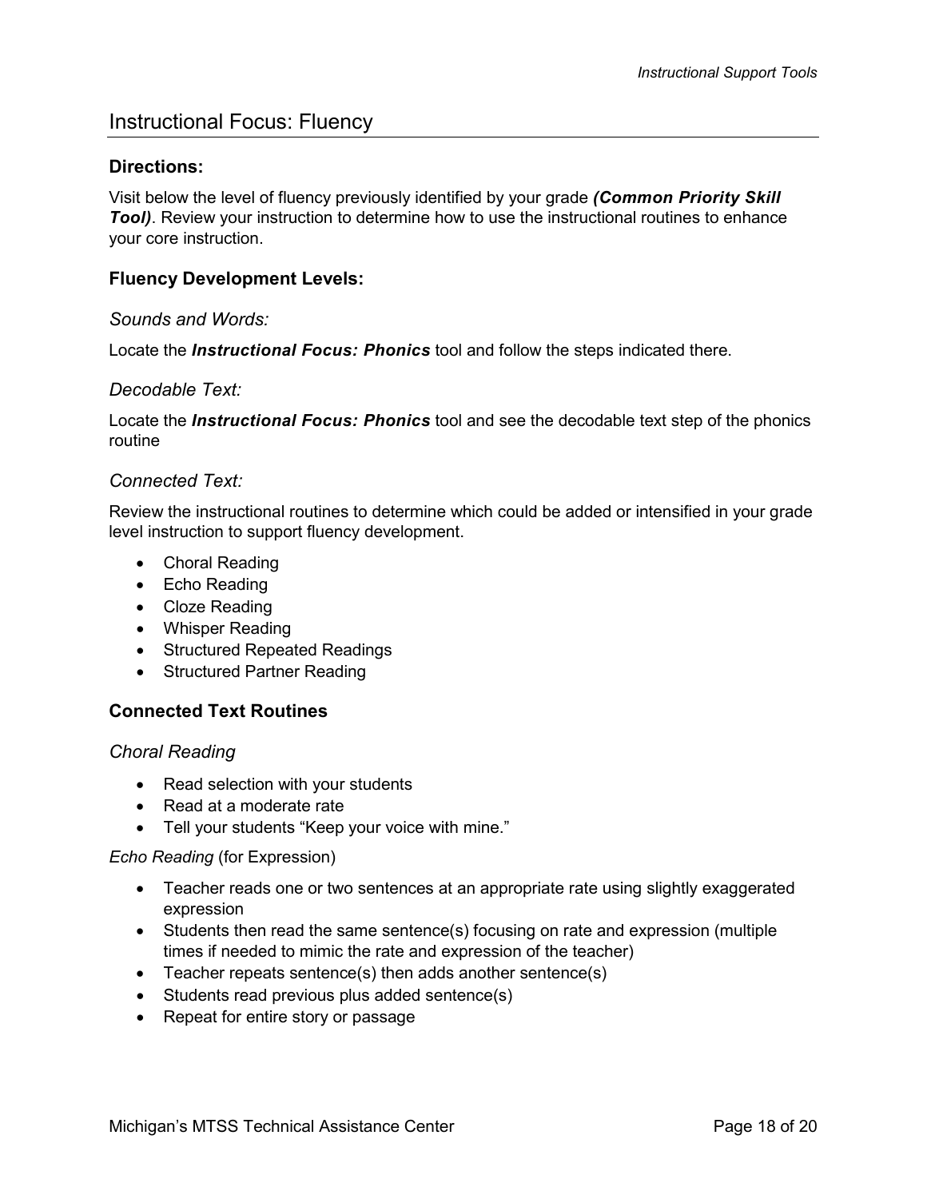## Instructional Focus: Fluency

### Directions:

Visit below the level of fluency previously identified by your grade ***(Common Priority Skill Tool)***. Review your instruction to determine how to use the instructional routines to enhance your core instruction.

### Fluency Development Levels:

*Sounds and Words:*

Locate the ***Instructional Focus: Phonics*** tool and follow the steps indicated there.

*Decodable Text:*

Locate the ***Instructional Focus: Phonics*** tool and see the decodable text step of the phonics routine

*Connected Text:*

Review the instructional routines to determine which could be added or intensified in your grade level instruction to support fluency development.

- Choral Reading
- Echo Reading
- Cloze Reading
- Whisper Reading
- Structured Repeated Readings
- Structured Partner Reading

### Connected Text Routines

*Choral Reading*

- Read selection with your students
- Read at a moderate rate
- Tell your students "Keep your voice with mine."

*Echo Reading* (for Expression)

- Teacher reads one or two sentences at an appropriate rate using slightly exaggerated expression
- Students then read the same sentence(s) focusing on rate and expression (multiple times if needed to mimic the rate and expression of the teacher)
- Teacher repeats sentence(s) then adds another sentence(s)
- Students read previous plus added sentence(s)
- Repeat for entire story or passage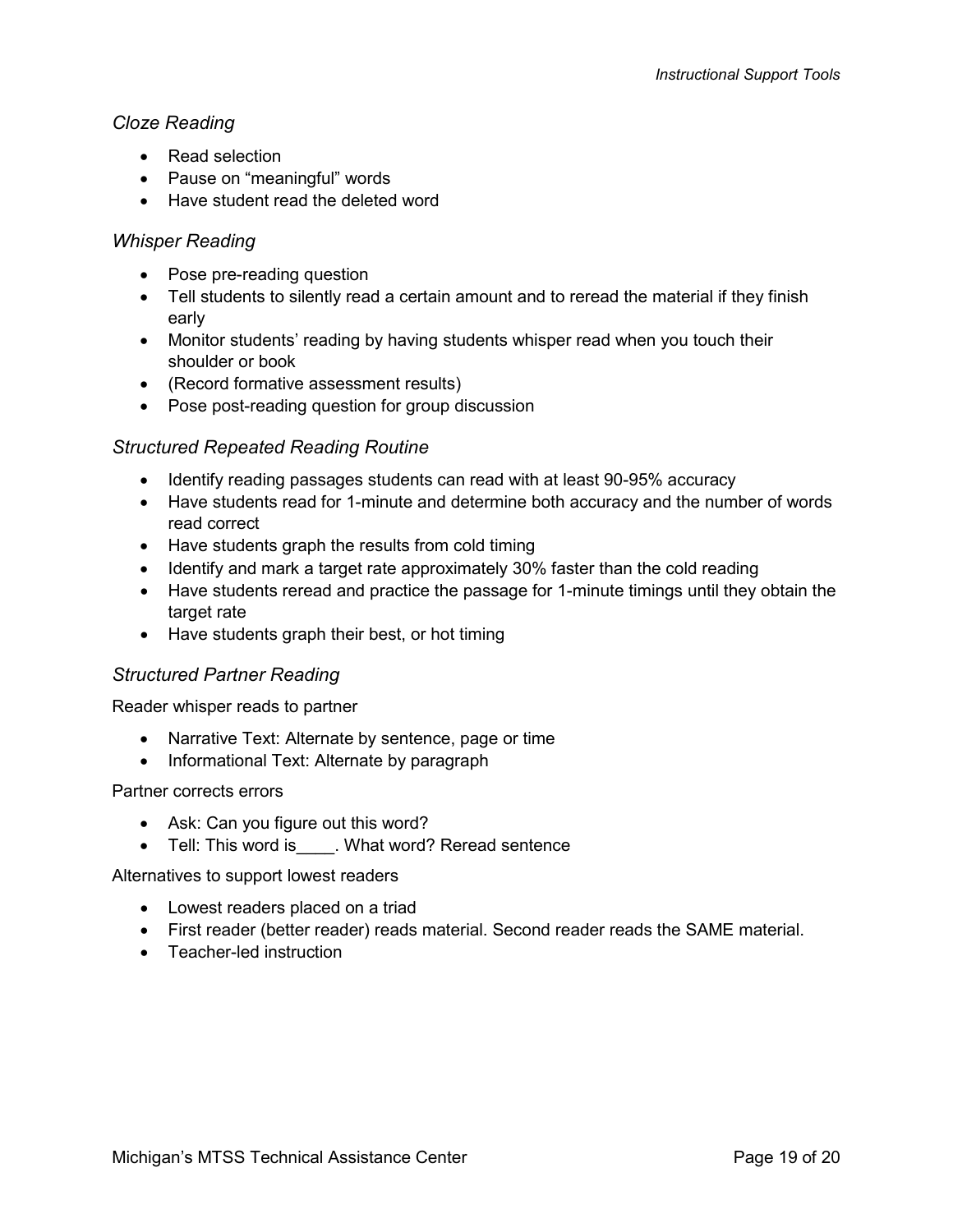### *Cloze Reading*

- Read selection
- Pause on "meaningful" words
- Have student read the deleted word

### *Whisper Reading*

- Pose pre-reading question
- Tell students to silently read a certain amount and to reread the material if they finish early
- Monitor students' reading by having students whisper read when you touch their shoulder or book
- (Record formative assessment results)
- Pose post-reading question for group discussion

### *Structured Repeated Reading Routine*

- Identify reading passages students can read with at least 90-95% accuracy
- Have students read for 1-minute and determine both accuracy and the number of words read correct
- Have students graph the results from cold timing
- Identify and mark a target rate approximately 30% faster than the cold reading
- Have students reread and practice the passage for 1-minute timings until they obtain the target rate
- Have students graph their best, or hot timing

### *Structured Partner Reading*

Reader whisper reads to partner

- Narrative Text: Alternate by sentence, page or time
- Informational Text: Alternate by paragraph

Partner corrects errors

- Ask: Can you figure out this word?
- Tell: This word is____. What word? Reread sentence

Alternatives to support lowest readers

- Lowest readers placed on a triad
- First reader (better reader) reads material. Second reader reads the SAME material.
- Teacher-led instruction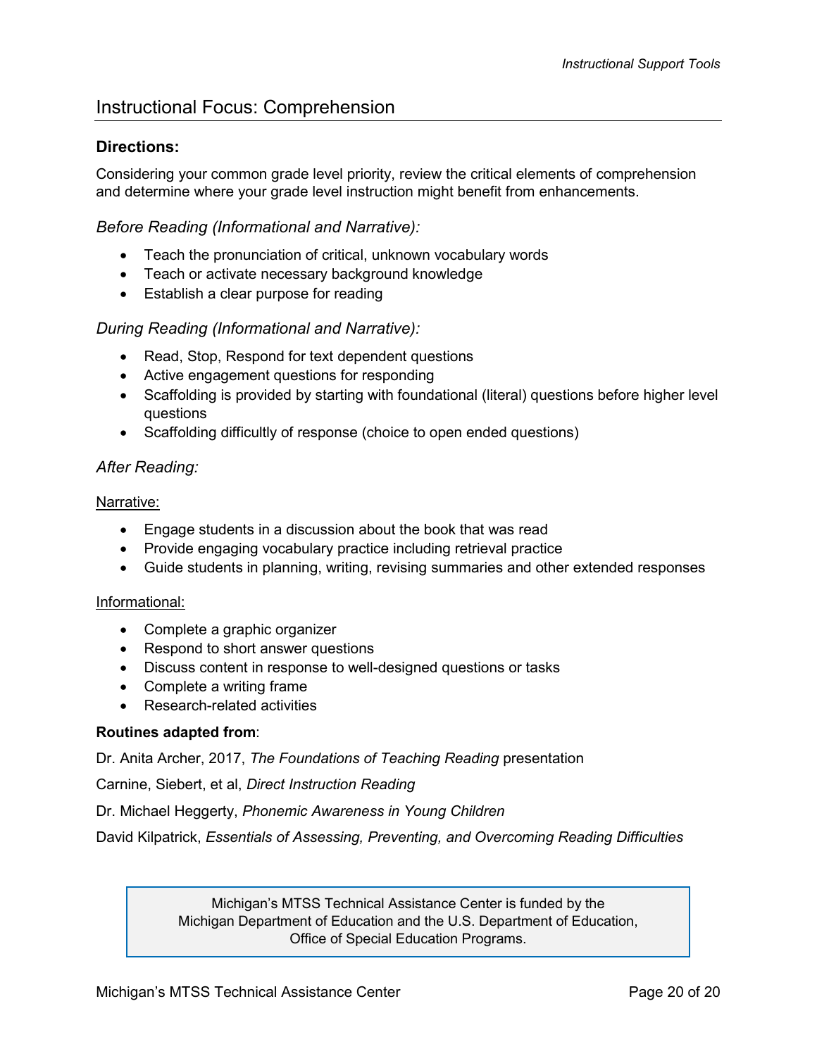## Instructional Focus: Comprehension

**Directions:**

Considering your common grade level priority, review the critical elements of comprehension and determine where your grade level instruction might benefit from enhancements.

### *Before Reading (Informational and Narrative):*

- Teach the pronunciation of critical, unknown vocabulary words
- Teach or activate necessary background knowledge
- Establish a clear purpose for reading

### *During Reading (Informational and Narrative):*

- Read, Stop, Respond for text dependent questions
- Active engagement questions for responding
- Scaffolding is provided by starting with foundational (literal) questions before higher level questions
- Scaffolding difficultly of response (choice to open ended questions)

### *After Reading:*

<u>Narrative:</u>

- Engage students in a discussion about the book that was read
- Provide engaging vocabulary practice including retrieval practice
- Guide students in planning, writing, revising summaries and other extended responses

<u>Informational:</u>

- Complete a graphic organizer
- Respond to short answer questions
- Discuss content in response to well-designed questions or tasks
- Complete a writing frame
- Research-related activities

**Routines adapted from**:

Dr. Anita Archer, 2017, *The Foundations of Teaching Reading* presentation

Carnine, Siebert, et al, *Direct Instruction Reading*

Dr. Michael Heggerty, *Phonemic Awareness in Young Children*

David Kilpatrick, *Essentials of Assessing, Preventing, and Overcoming Reading Difficulties*

Michigan's MTSS Technical Assistance Center is funded by the Michigan Department of Education and the U.S. Department of Education, Office of Special Education Programs.